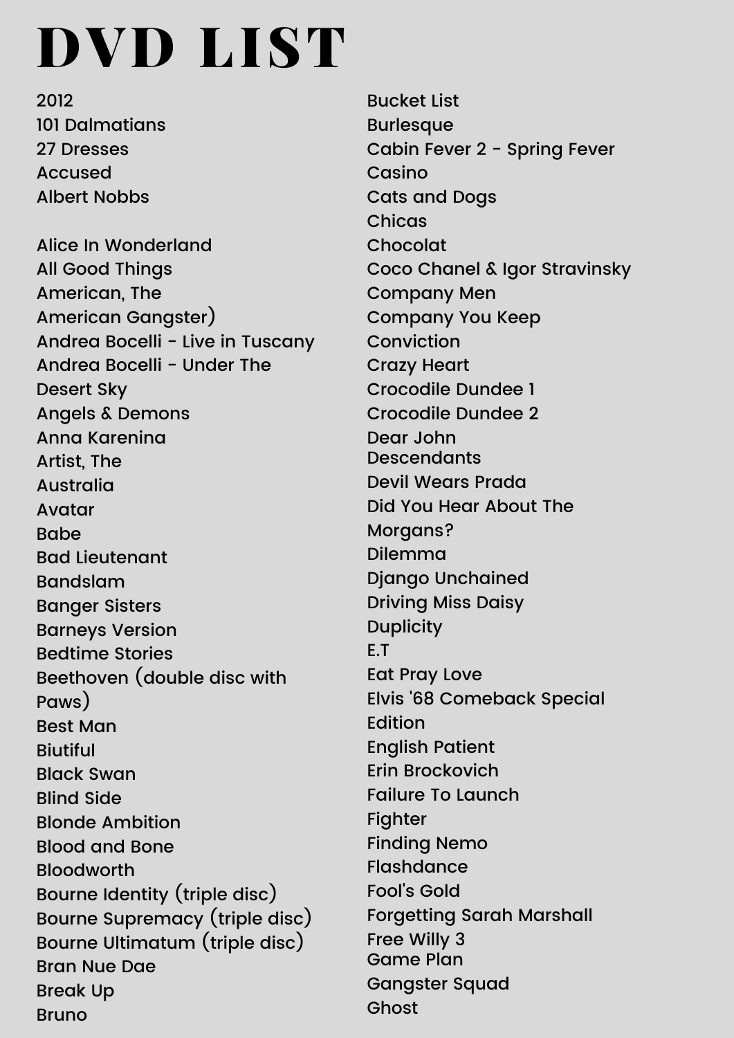# DVD LIST

2012
101 Dalmatians
27 Dresses
Accused
Albert Nobbs

Alice In Wonderland
All Good Things
American, The
American Gangster)
Andrea Bocelli - Live in Tuscany
Andrea Bocelli - Under The Desert Sky
Angels & Demons
Anna Karenina
Artist, The
Australia
Avatar
Babe
Bad Lieutenant
Bandslam
Banger Sisters
Barneys Version
Bedtime Stories
Beethoven (double disc with Paws)
Best Man
Biutiful
Black Swan
Blind Side
Blonde Ambition
Blood and Bone
Bloodworth
Bourne Identity (triple disc)
Bourne Supremacy (triple disc)
Bourne Ultimatum (triple disc)
Bran Nue Dae
Break Up
Bruno
Bucket List
Burlesque
Cabin Fever 2 - Spring Fever
Casino
Cats and Dogs
Chicas
Chocolat
Coco Chanel & Igor Stravinsky
Company Men
Company You Keep
Conviction
Crazy Heart
Crocodile Dundee 1
Crocodile Dundee 2
Dear John
Descendants
Devil Wears Prada
Did You Hear About The Morgans?
Dilemma
Django Unchained
Driving Miss Daisy
Duplicity
E.T
Eat Pray Love
Elvis '68 Comeback Special Edition
English Patient
Erin Brockovich
Failure To Launch
Fighter
Finding Nemo
Flashdance
Fool's Gold
Forgetting Sarah Marshall
Free Willy 3
Game Plan
Gangster Squad
Ghost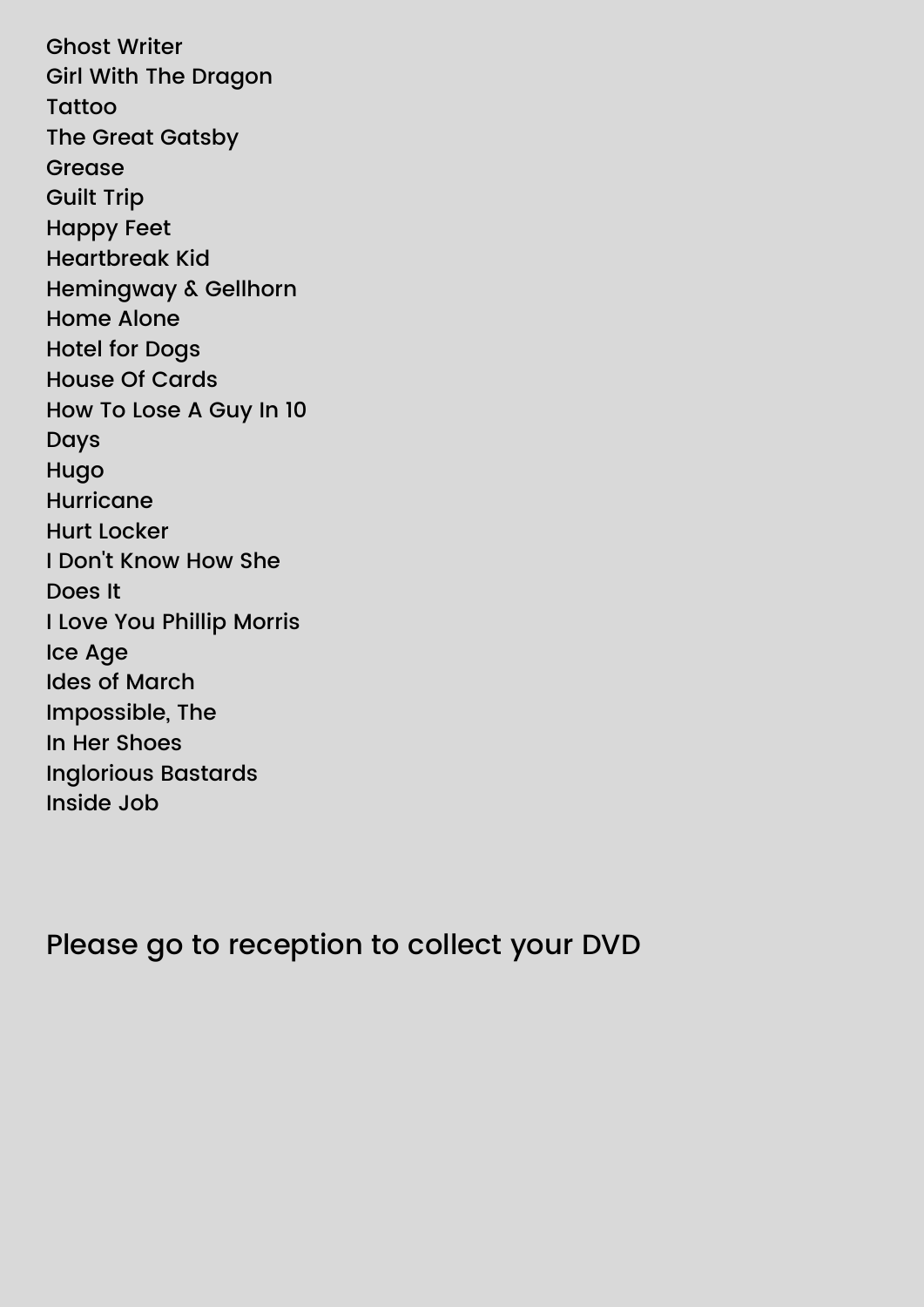Ghost Writer
Girl With The Dragon Tattoo
The Great Gatsby
Grease
Guilt Trip
Happy Feet
Heartbreak Kid
Hemingway & Gellhorn
Home Alone
Hotel for Dogs
House Of Cards
How To Lose A Guy In 10 Days
Hugo
Hurricane
Hurt Locker
I Don't Know How She Does It
I Love You Phillip Morris
Ice Age
Ides of March
Impossible, The
In Her Shoes
Inglorious Bastards
Inside Job

Please go to reception to collect your DVD